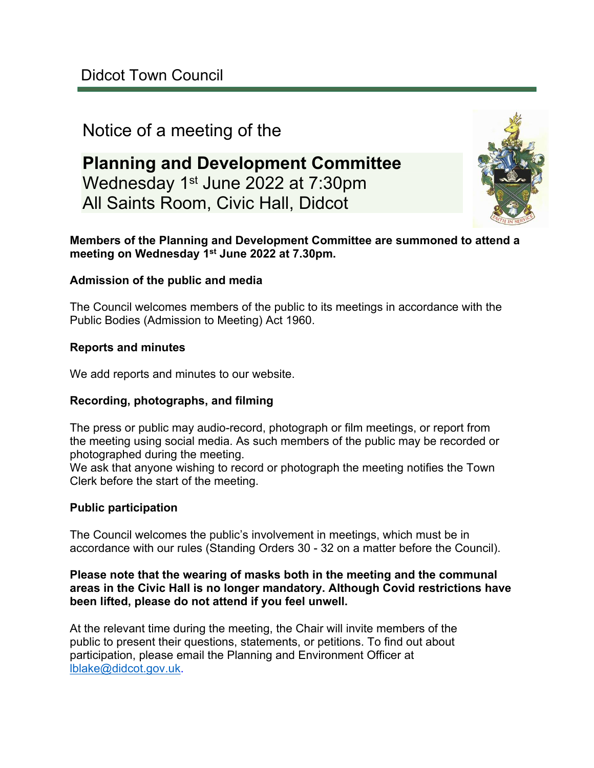Didcot Town Council

# Notice of a meeting of the

## Planning and Development Committee

Wednesday 1st June 2022 at 7:30pm
All Saints Room, Civic Hall, Didcot

**Members of the Planning and Development Committee are summoned to attend a meeting on Wednesday 1st June 2022 at 7.30pm.**

**Admission of the public and media**

The Council welcomes members of the public to its meetings in accordance with the Public Bodies (Admission to Meeting) Act 1960.

**Reports and minutes**

We add reports and minutes to our website.

**Recording, photographs, and filming**

The press or public may audio-record, photograph or film meetings, or report from the meeting using social media. As such members of the public may be recorded or photographed during the meeting.
We ask that anyone wishing to record or photograph the meeting notifies the Town Clerk before the start of the meeting.

**Public participation**

The Council welcomes the public's involvement in meetings, which must be in accordance with our rules (Standing Orders 30 - 32 on a matter before the Council).

**Please note that the wearing of masks both in the meeting and the communal areas in the Civic Hall is no longer mandatory. Although Covid restrictions have been lifted, please do not attend if you feel unwell.**

At the relevant time during the meeting, the Chair will invite members of the public to present their questions, statements, or petitions. To find out about participation, please email the Planning and Environment Officer at lblake@didcot.gov.uk.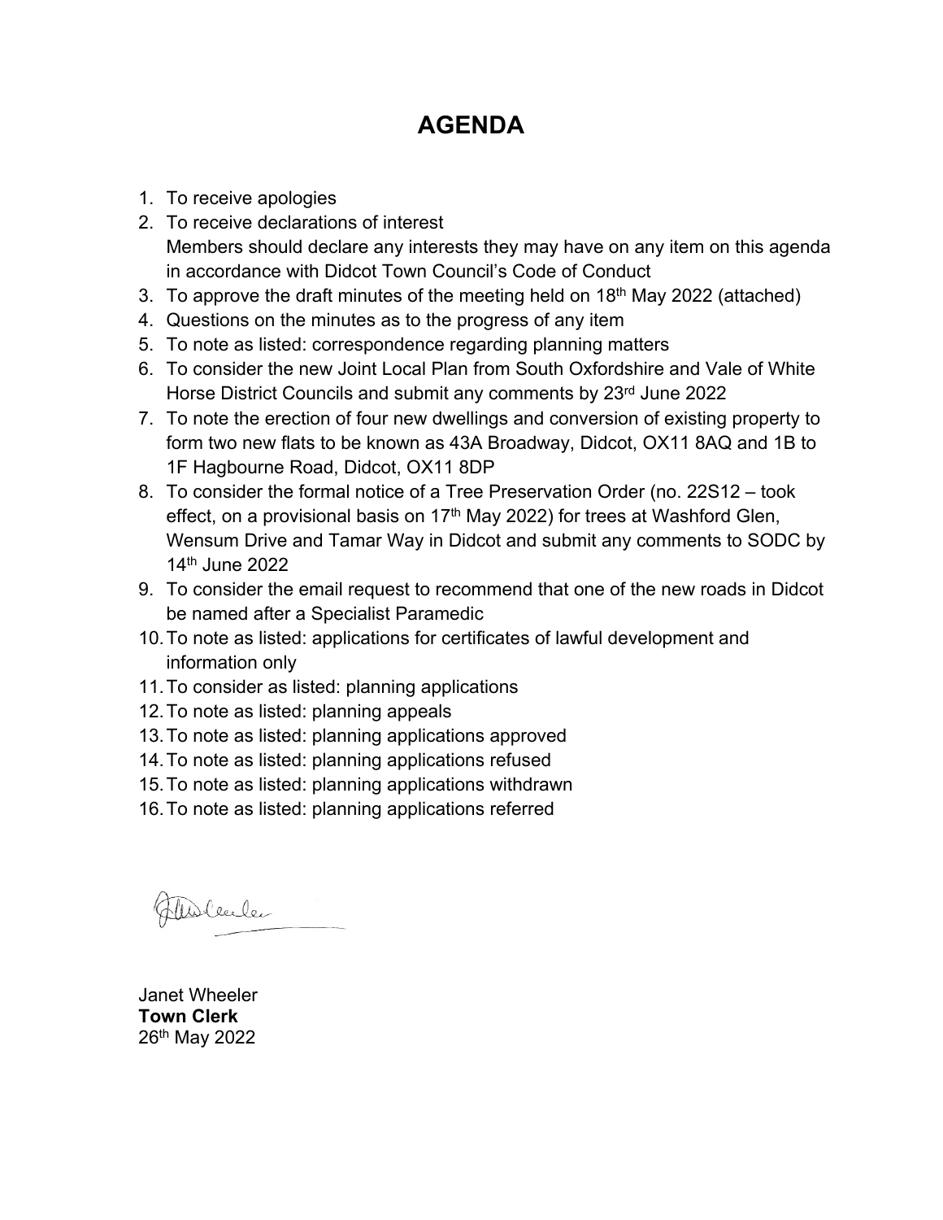# AGENDA

1. To receive apologies
2. To receive declarations of interest
   Members should declare any interests they may have on any item on this agenda in accordance with Didcot Town Council's Code of Conduct
3. To approve the draft minutes of the meeting held on 18th May 2022 (attached)
4. Questions on the minutes as to the progress of any item
5. To note as listed: correspondence regarding planning matters
6. To consider the new Joint Local Plan from South Oxfordshire and Vale of White Horse District Councils and submit any comments by 23rd June 2022
7. To note the erection of four new dwellings and conversion of existing property to form two new flats to be known as 43A Broadway, Didcot, OX11 8AQ and 1B to 1F Hagbourne Road, Didcot, OX11 8DP
8. To consider the formal notice of a Tree Preservation Order (no. 22S12 – took effect, on a provisional basis on 17th May 2022) for trees at Washford Glen, Wensum Drive and Tamar Way in Didcot and submit any comments to SODC by 14th June 2022
9. To consider the email request to recommend that one of the new roads in Didcot be named after a Specialist Paramedic
10. To note as listed: applications for certificates of lawful development and information only
11. To consider as listed: planning applications
12. To note as listed: planning appeals
13. To note as listed: planning applications approved
14. To note as listed: planning applications refused
15. To note as listed: planning applications withdrawn
16. To note as listed: planning applications referred

Janet Wheeler
**Town Clerk**
26th May 2022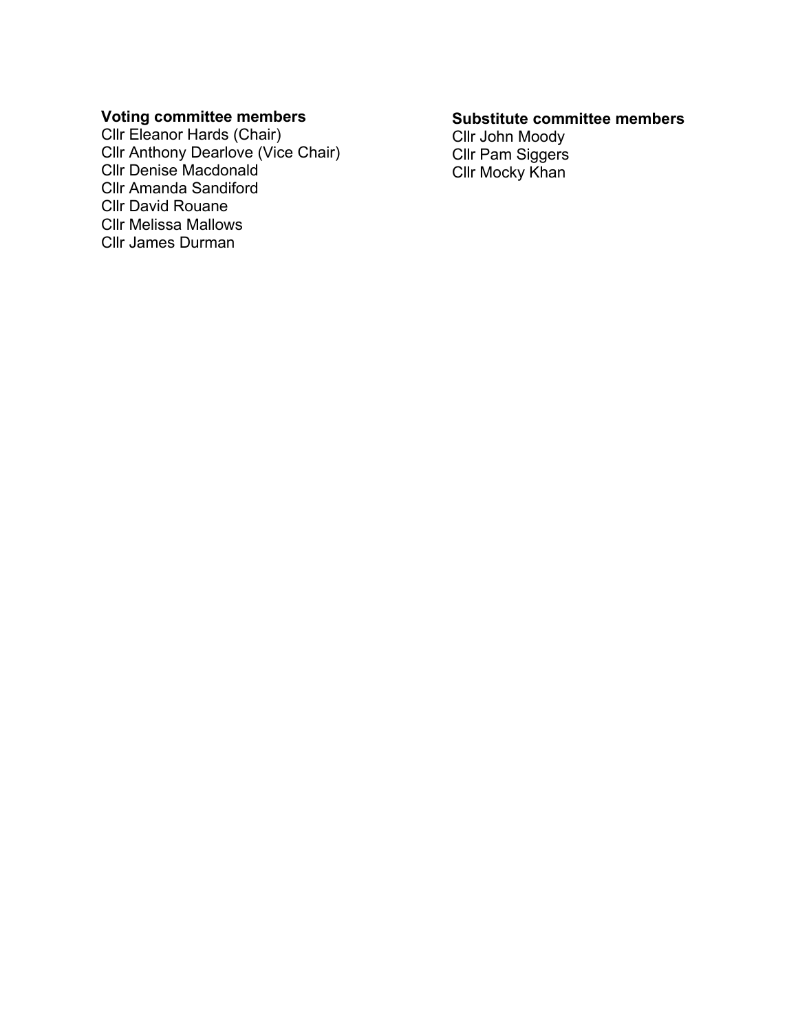**Voting committee members**

Cllr Eleanor Hards (Chair)
Cllr Anthony Dearlove (Vice Chair)
Cllr Denise Macdonald
Cllr Amanda Sandiford
Cllr David Rouane
Cllr Melissa Mallows
Cllr James Durman

**Substitute committee members**

Cllr John Moody
Cllr Pam Siggers
Cllr Mocky Khan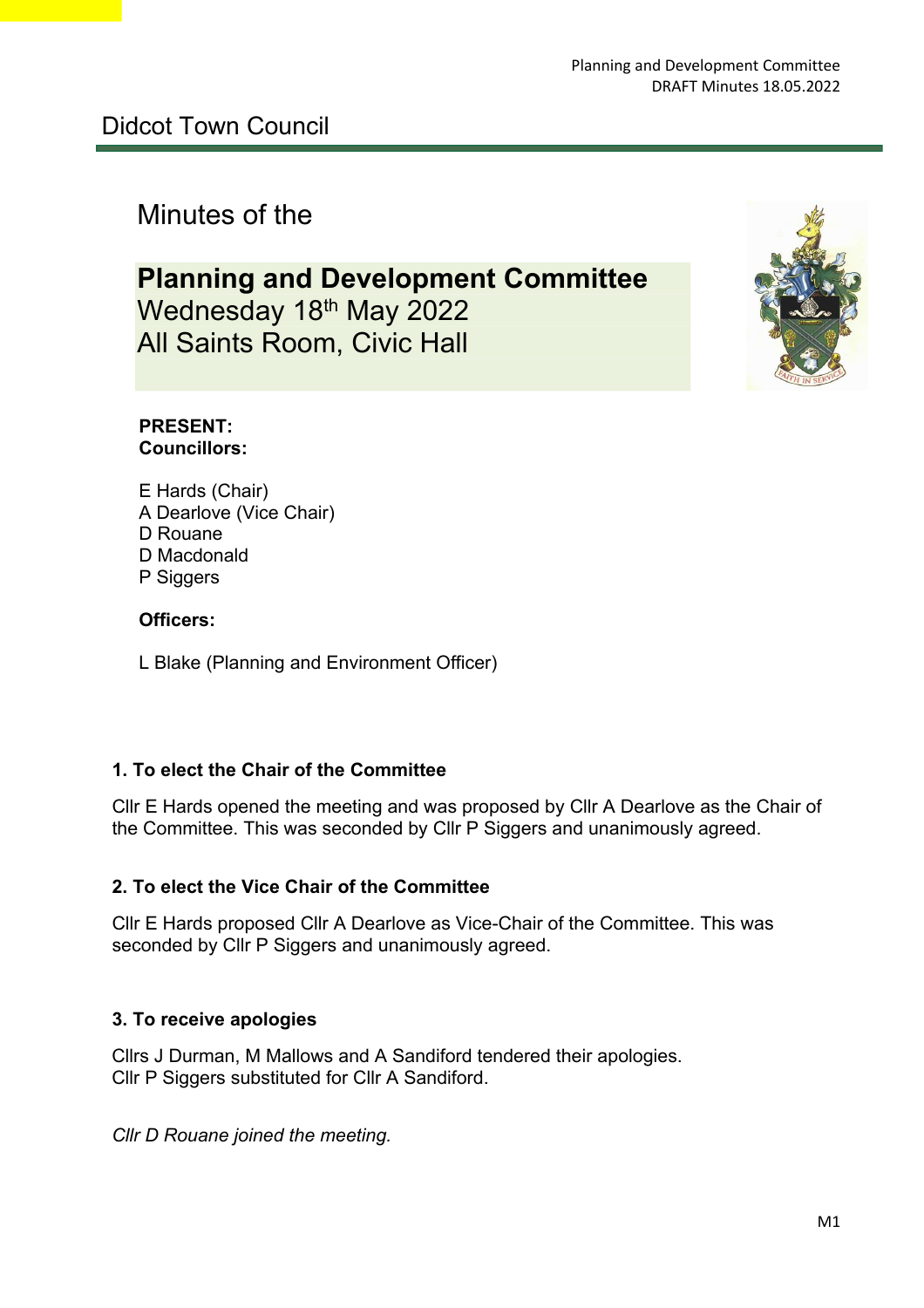# Didcot Town Council

## Minutes of the

**Planning and Development Committee**
Wednesday 18th May 2022
All Saints Room, Civic Hall

**PRESENT:**
**Councillors:**

E Hards (Chair)
A Dearlove (Vice Chair)
D Rouane
D Macdonald
P Siggers

**Officers:**

L Blake (Planning and Environment Officer)

### 1. To elect the Chair of the Committee

Cllr E Hards opened the meeting and was proposed by Cllr A Dearlove as the Chair of the Committee. This was seconded by Cllr P Siggers and unanimously agreed.

### 2. To elect the Vice Chair of the Committee

Cllr E Hards proposed Cllr A Dearlove as Vice-Chair of the Committee. This was seconded by Cllr P Siggers and unanimously agreed.

### 3. To receive apologies

Cllrs J Durman, M Mallows and A Sandiford tendered their apologies.
Cllr P Siggers substituted for Cllr A Sandiford.

*Cllr D Rouane joined the meeting.*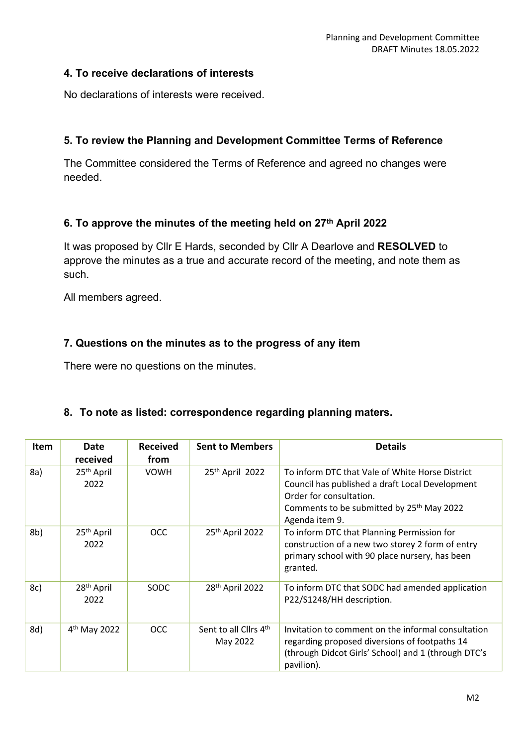## 4. To receive declarations of interests

No declarations of interests were received.

## 5. To review the Planning and Development Committee Terms of Reference

The Committee considered the Terms of Reference and agreed no changes were needed.

## 6. To approve the minutes of the meeting held on 27th April 2022

It was proposed by Cllr E Hards, seconded by Cllr A Dearlove and **RESOLVED** to approve the minutes as a true and accurate record of the meeting, and note them as such.

All members agreed.

## 7. Questions on the minutes as to the progress of any item

There were no questions on the minutes.

## 8. To note as listed: correspondence regarding planning maters.

| Item | Date received | Received from | Sent to Members | Details |
|---|---|---|---|---|
| 8a) | 25th April 2022 | VOWH | 25th April 2022 | To inform DTC that Vale of White Horse District Council has published a draft Local Development Order for consultation. Comments to be submitted by 25th May 2022 Agenda item 9. |
| 8b) | 25th April 2022 | OCC | 25th April 2022 | To inform DTC that Planning Permission for construction of a new two storey 2 form of entry primary school with 90 place nursery, has been granted. |
| 8c) | 28th April 2022 | SODC | 28th April 2022 | To inform DTC that SODC had amended application P22/S1248/HH description. |
| 8d) | 4th May 2022 | OCC | Sent to all Cllrs 4th May 2022 | Invitation to comment on the informal consultation regarding proposed diversions of footpaths 14 (through Didcot Girls' School) and 1 (through DTC's pavilion). |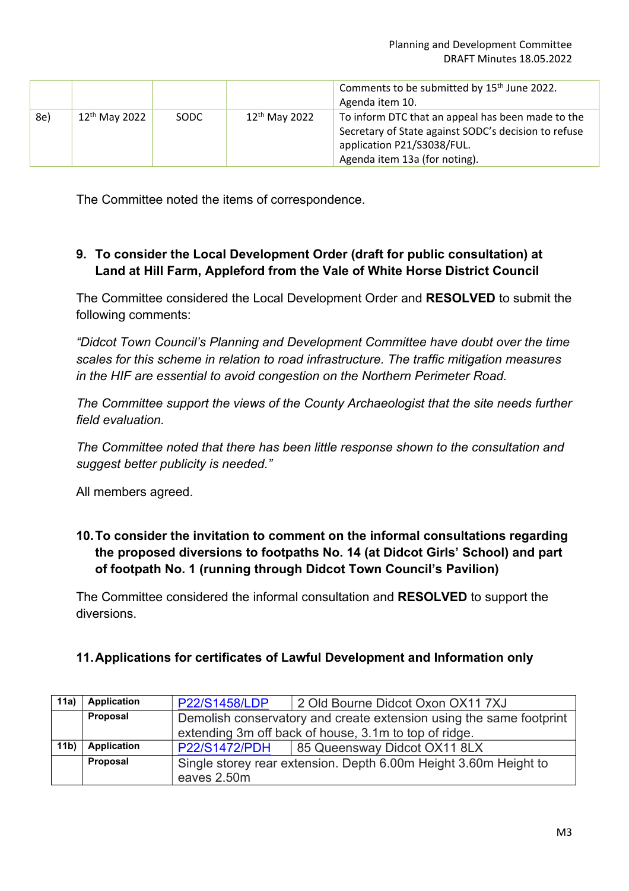|  |  |  |  | Comments to be submitted by 15th June 2022. Agenda item 10. |
|---|---|---|---|---|
| 8e) | 12th May 2022 | SODC | 12th May 2022 | To inform DTC that an appeal has been made to the Secretary of State against SODC's decision to refuse application P21/S3038/FUL. Agenda item 13a (for noting). |

The Committee noted the items of correspondence.

## 9. To consider the Local Development Order (draft for public consultation) at Land at Hill Farm, Appleford from the Vale of White Horse District Council

The Committee considered the Local Development Order and **RESOLVED** to submit the following comments:

*"Didcot Town Council's Planning and Development Committee have doubt over the time scales for this scheme in relation to road infrastructure. The traffic mitigation measures in the HIF are essential to avoid congestion on the Northern Perimeter Road.*

*The Committee support the views of the County Archaeologist that the site needs further field evaluation.*

*The Committee noted that there has been little response shown to the consultation and suggest better publicity is needed."*

All members agreed.

## 10. To consider the invitation to comment on the informal consultations regarding the proposed diversions to footpaths No. 14 (at Didcot Girls' School) and part of footpath No. 1 (running through Didcot Town Council's Pavilion)

The Committee considered the informal consultation and **RESOLVED** to support the diversions.

## 11. Applications for certificates of Lawful Development and Information only

| 11a) | **Application** | P22/S1458/LDP | 2 Old Bourne Didcot Oxon OX11 7XJ |
|---|---|---|---|
|  | **Proposal** | Demolish conservatory and create extension using the same footprint extending 3m off back of house, 3.1m to top of ridge. | |
| 11b) | **Application** | P22/S1472/PDH | 85 Queensway Didcot OX11 8LX |
|  | **Proposal** | Single storey rear extension. Depth 6.00m Height 3.60m Height to eaves 2.50m | |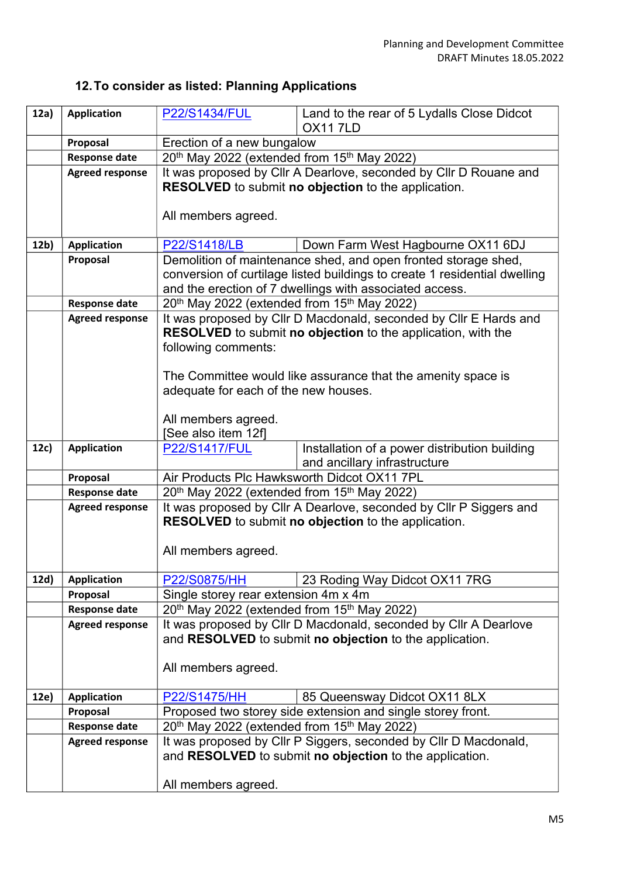## 12. To consider as listed: Planning Applications

| | | | |
|---|---|---|---|
| **12a)** | **Application** | P22/S1434/FUL | Land to the rear of 5 Lydalls Close Didcot OX11 7LD |
| | **Proposal** | Erection of a new bungalow | |
| | **Response date** | 20th May 2022 (extended from 15th May 2022) | |
| | **Agreed response** | It was proposed by Cllr A Dearlove, seconded by Cllr D Rouane and **RESOLVED** to submit **no objection** to the application.<br><br>All members agreed. | |
| **12b)** | **Application** | P22/S1418/LB | Down Farm West Hagbourne OX11 6DJ |
| | **Proposal** | Demolition of maintenance shed, and open fronted storage shed, conversion of curtilage listed buildings to create 1 residential dwelling and the erection of 7 dwellings with associated access. | |
| | **Response date** | 20th May 2022 (extended from 15th May 2022) | |
| | **Agreed response** | It was proposed by Cllr D Macdonald, seconded by Cllr E Hards and **RESOLVED** to submit **no objection** to the application, with the following comments:<br><br>The Committee would like assurance that the amenity space is adequate for each of the new houses.<br><br>All members agreed.<br>[See also item 12f] | |
| **12c)** | **Application** | P22/S1417/FUL | Installation of a power distribution building and ancillary infrastructure |
| | **Proposal** | Air Products Plc Hawksworth Didcot OX11 7PL | |
| | **Response date** | 20th May 2022 (extended from 15th May 2022) | |
| | **Agreed response** | It was proposed by Cllr A Dearlove, seconded by Cllr P Siggers and **RESOLVED** to submit **no objection** to the application.<br><br>All members agreed. | |
| **12d)** | **Application** | P22/S0875/HH | 23 Roding Way Didcot OX11 7RG |
| | **Proposal** | Single storey rear extension 4m x 4m | |
| | **Response date** | 20th May 2022 (extended from 15th May 2022) | |
| | **Agreed response** | It was proposed by Cllr D Macdonald, seconded by Cllr A Dearlove and **RESOLVED** to submit **no objection** to the application.<br><br>All members agreed. | |
| **12e)** | **Application** | P22/S1475/HH | 85 Queensway Didcot OX11 8LX |
| | **Proposal** | Proposed two storey side extension and single storey front. | |
| | **Response date** | 20th May 2022 (extended from 15th May 2022) | |
| | **Agreed response** | It was proposed by Cllr P Siggers, seconded by Cllr D Macdonald, and **RESOLVED** to submit **no objection** to the application.<br><br>All members agreed. | |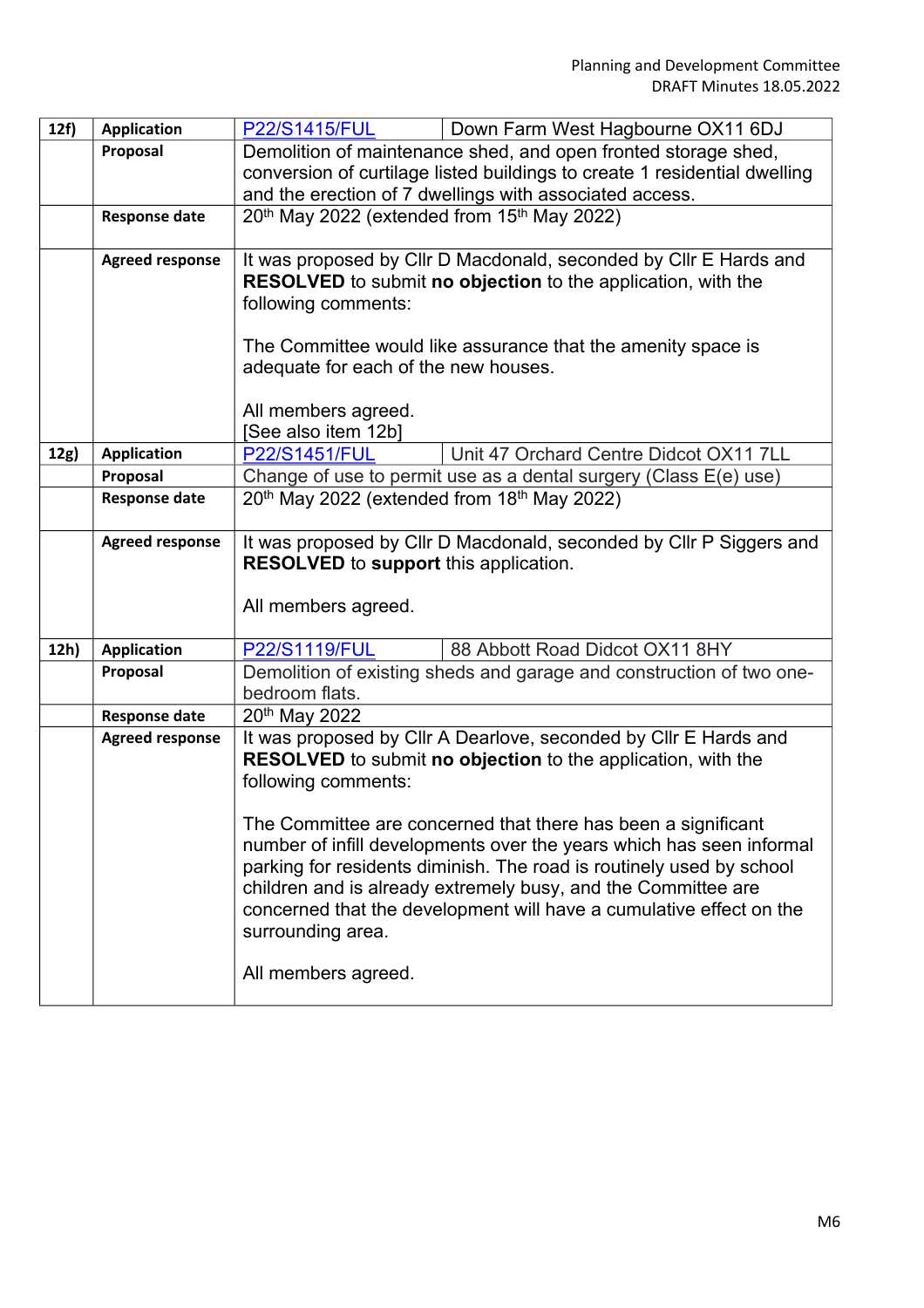| | | | |
|---|---|---|---|
| **12f)** | **Application** | P22/S1415/FUL | Down Farm West Hagbourne OX11 6DJ |
| | **Proposal** | Demolition of maintenance shed, and open fronted storage shed, conversion of curtilage listed buildings to create 1 residential dwelling and the erection of 7 dwellings with associated access. | |
| | **Response date** | 20th May 2022 (extended from 15th May 2022) | |
| | **Agreed response** | It was proposed by Cllr D Macdonald, seconded by Cllr E Hards and **RESOLVED** to submit **no objection** to the application, with the following comments:<br><br>The Committee would like assurance that the amenity space is adequate for each of the new houses.<br><br>All members agreed.<br>[See also item 12b] | |
| **12g)** | **Application** | P22/S1451/FUL | Unit 47 Orchard Centre Didcot OX11 7LL |
| | **Proposal** | Change of use to permit use as a dental surgery (Class E(e) use) | |
| | **Response date** | 20th May 2022 (extended from 18th May 2022) | |
| | **Agreed response** | It was proposed by Cllr D Macdonald, seconded by Cllr P Siggers and **RESOLVED** to **support** this application.<br><br>All members agreed. | |
| **12h)** | **Application** | P22/S1119/FUL | 88 Abbott Road Didcot OX11 8HY |
| | **Proposal** | Demolition of existing sheds and garage and construction of two one-bedroom flats. | |
| | **Response date** | 20th May 2022 | |
| | **Agreed response** | It was proposed by Cllr A Dearlove, seconded by Cllr E Hards and **RESOLVED** to submit **no objection** to the application, with the following comments:<br><br>The Committee are concerned that there has been a significant number of infill developments over the years which has seen informal parking for residents diminish. The road is routinely used by school children and is already extremely busy, and the Committee are concerned that the development will have a cumulative effect on the surrounding area.<br><br>All members agreed. | |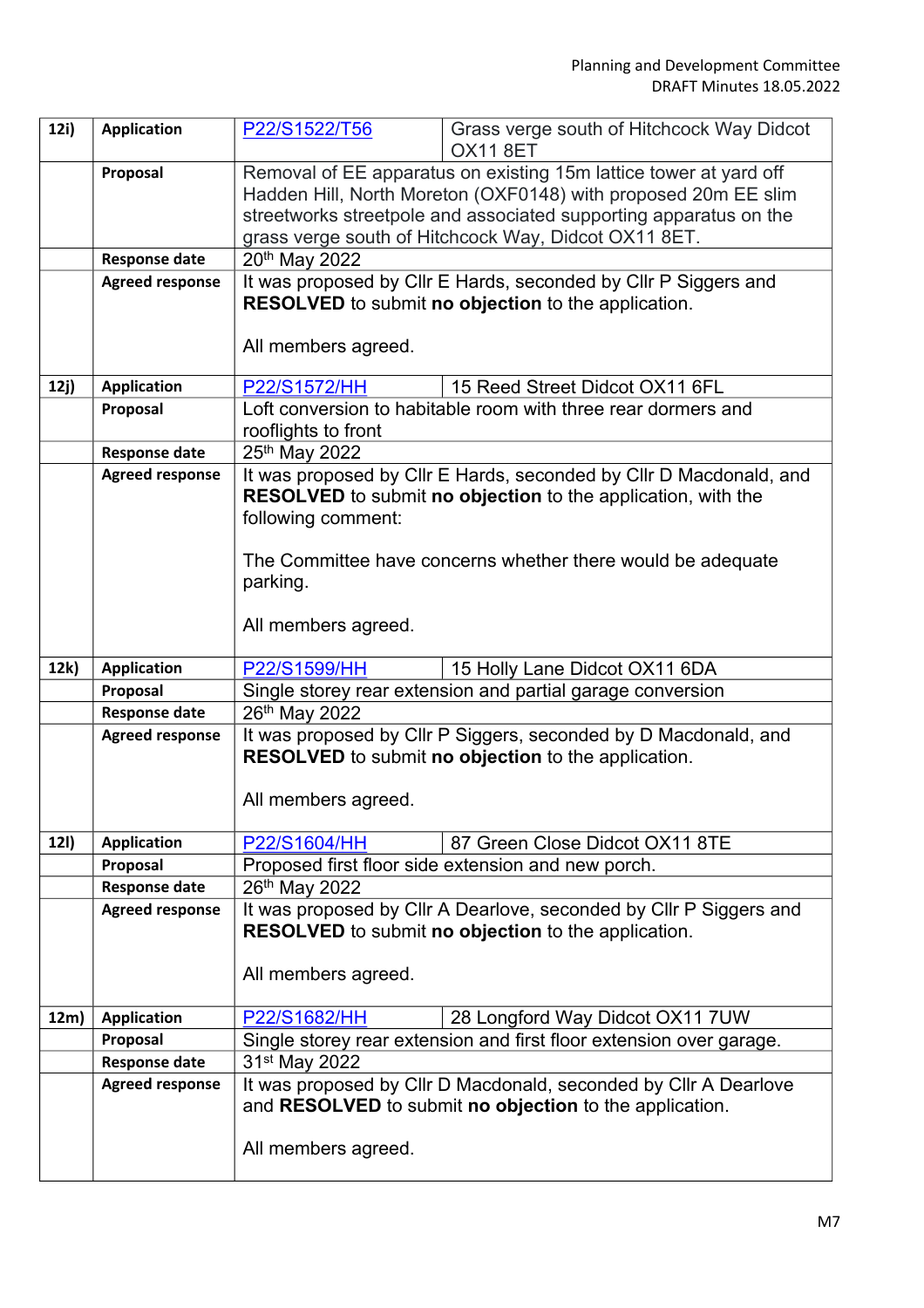| 12i) | Application | P22/S1522/T56 | Grass verge south of Hitchcock Way Didcot OX11 8ET |
|---|---|---|---|
| | Proposal | Removal of EE apparatus on existing 15m lattice tower at yard off Hadden Hill, North Moreton (OXF0148) with proposed 20m EE slim streetworks streetpole and associated supporting apparatus on the grass verge south of Hitchcock Way, Didcot OX11 8ET. | |
| | Response date | 20th May 2022 | |
| | Agreed response | It was proposed by Cllr E Hards, seconded by Cllr P Siggers and **RESOLVED** to submit **no objection** to the application.<br><br>All members agreed. | |
| 12j) | Application | P22/S1572/HH | 15 Reed Street Didcot OX11 6FL |
| | Proposal | Loft conversion to habitable room with three rear dormers and rooflights to front | |
| | Response date | 25th May 2022 | |
| | Agreed response | It was proposed by Cllr E Hards, seconded by Cllr D Macdonald, and **RESOLVED** to submit **no objection** to the application, with the following comment:<br><br>The Committee have concerns whether there would be adequate parking.<br><br>All members agreed. | |
| 12k) | Application | P22/S1599/HH | 15 Holly Lane Didcot OX11 6DA |
| | Proposal | Single storey rear extension and partial garage conversion | |
| | Response date | 26th May 2022 | |
| | Agreed response | It was proposed by Cllr P Siggers, seconded by D Macdonald, and **RESOLVED** to submit **no objection** to the application.<br><br>All members agreed. | |
| 12l) | Application | P22/S1604/HH | 87 Green Close Didcot OX11 8TE |
| | Proposal | Proposed first floor side extension and new porch. | |
| | Response date | 26th May 2022 | |
| | Agreed response | It was proposed by Cllr A Dearlove, seconded by Cllr P Siggers and **RESOLVED** to submit **no objection** to the application.<br><br>All members agreed. | |
| 12m) | Application | P22/S1682/HH | 28 Longford Way Didcot OX11 7UW |
| | Proposal | Single storey rear extension and first floor extension over garage. | |
| | Response date | 31st May 2022 | |
| | Agreed response | It was proposed by Cllr D Macdonald, seconded by Cllr A Dearlove and **RESOLVED** to submit **no objection** to the application.<br><br>All members agreed. | |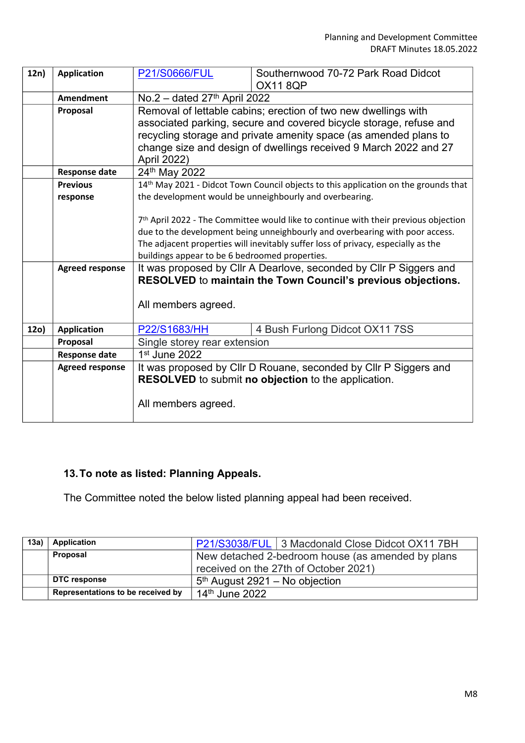| 12n) | Application | P21/S0666/FUL | Southernwood 70-72 Park Road Didcot OX11 8QP |
|---|---|---|---|
| | Amendment | No.2 – dated 27th April 2022 | |
| | Proposal | Removal of lettable cabins; erection of two new dwellings with associated parking, secure and covered bicycle storage, refuse and recycling storage and private amenity space (as amended plans to change size and design of dwellings received 9 March 2022 and 27 April 2022) | |
| | Response date | 24th May 2022 | |
| | Previous response | 14th May 2021 - Didcot Town Council objects to this application on the grounds that the development would be unneighbourly and overbearing.<br><br>7th April 2022 - The Committee would like to continue with their previous objection due to the development being unneighbourly and overbearing with poor access. The adjacent properties will inevitably suffer loss of privacy, especially as the buildings appear to be 6 bedroomed properties. | |
| | Agreed response | It was proposed by Cllr A Dearlove, seconded by Cllr P Siggers and **RESOLVED** to **maintain the Town Council's previous objections.**<br><br>All members agreed. | |
| 12o) | Application | P22/S1683/HH | 4 Bush Furlong Didcot OX11 7SS |
| | Proposal | Single storey rear extension | |
| | Response date | 1st June 2022 | |
| | Agreed response | It was proposed by Cllr D Rouane, seconded by Cllr P Siggers and **RESOLVED** to submit **no objection** to the application.<br><br>All members agreed. | |

## 13. To note as listed: Planning Appeals.

The Committee noted the below listed planning appeal had been received.

| 13a) | Application | P21/S3038/FUL | 3 Macdonald Close Didcot OX11 7BH |
|---|---|---|---|
| | Proposal | New detached 2-bedroom house (as amended by plans received on the 27th of October 2021) | |
| | DTC response | 5th August 2921 – No objection | |
| | Representations to be received by | 14th June 2022 | |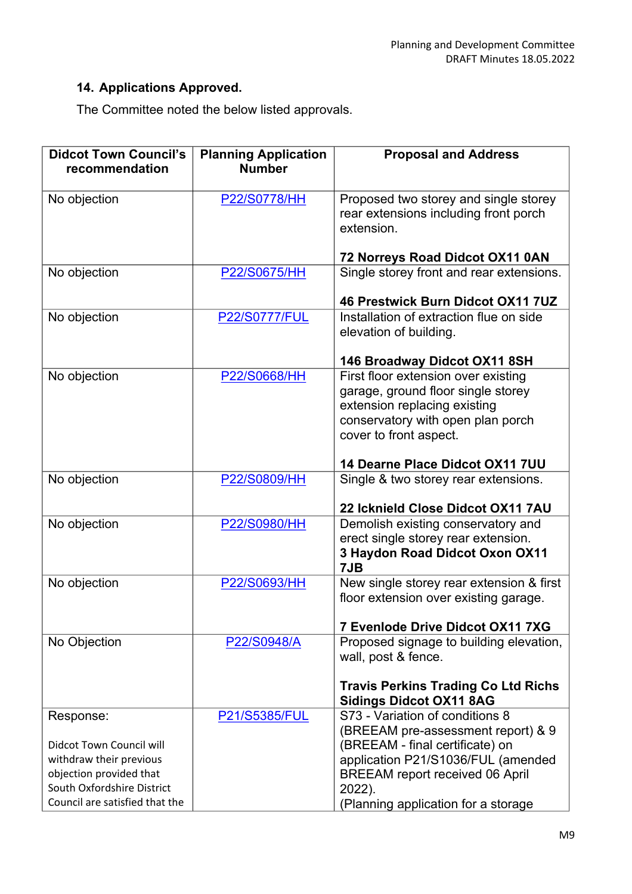## 14. Applications Approved.

The Committee noted the below listed approvals.

| Didcot Town Council's recommendation | Planning Application Number | Proposal and Address |
|---|---|---|
| No objection | P22/S0778/HH | Proposed two storey and single storey rear extensions including front porch extension.<br><br>**72 Norreys Road Didcot OX11 0AN** |
| No objection | P22/S0675/HH | Single storey front and rear extensions.<br><br>**46 Prestwick Burn Didcot OX11 7UZ** |
| No objection | P22/S0777/FUL | Installation of extraction flue on side elevation of building.<br><br>**146 Broadway Didcot OX11 8SH** |
| No objection | P22/S0668/HH | First floor extension over existing garage, ground floor single storey extension replacing existing conservatory with open plan porch cover to front aspect.<br><br>**14 Dearne Place Didcot OX11 7UU** |
| No objection | P22/S0809/HH | Single & two storey rear extensions.<br><br>**22 Icknield Close Didcot OX11 7AU** |
| No objection | P22/S0980/HH | Demolish existing conservatory and erect single storey rear extension.<br>**3 Haydon Road Didcot Oxon OX11 7JB** |
| No objection | P22/S0693/HH | New single storey rear extension & first floor extension over existing garage.<br><br>**7 Evenlode Drive Didcot OX11 7XG** |
| No Objection | P22/S0948/A | Proposed signage to building elevation, wall, post & fence.<br><br>**Travis Perkins Trading Co Ltd Richs Sidings Didcot OX11 8AG** |
| Response:<br><br>Didcot Town Council will withdraw their previous objection provided that South Oxfordshire District Council are satisfied that the | P21/S5385/FUL | S73 - Variation of conditions 8 (BREEAM pre-assessment report) & 9 (BREEAM - final certificate) on application P21/S1036/FUL (amended BREEAM report received 06 April 2022).<br>(Planning application for a storage |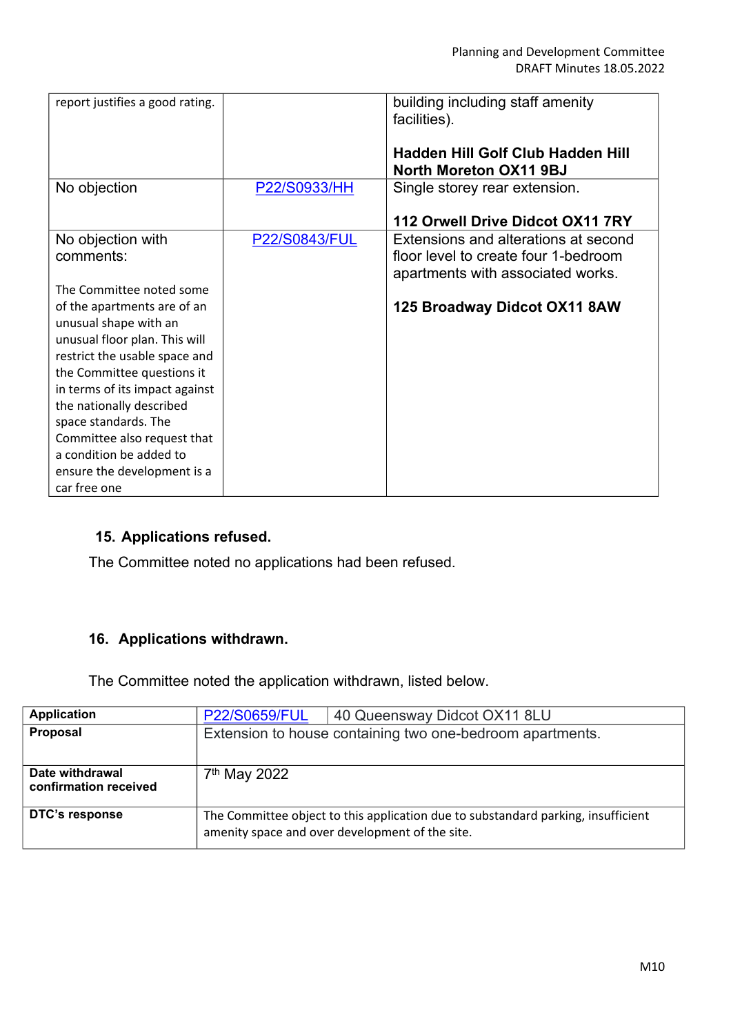| | | |
|---|---|---|
| report justifies a good rating. | | building including staff amenity facilities).<br><br>**Hadden Hill Golf Club Hadden Hill North Moreton OX11 9BJ** |
| No objection | P22/S0933/HH | Single storey rear extension.<br><br>**112 Orwell Drive Didcot OX11 7RY** |
| No objection with comments:<br><br>The Committee noted some of the apartments are of an unusual shape with an unusual floor plan. This will restrict the usable space and the Committee questions it in terms of its impact against the nationally described space standards. The Committee also request that a condition be added to ensure the development is a car free one | P22/S0843/FUL | Extensions and alterations at second floor level to create four 1-bedroom apartments with associated works.<br><br>**125 Broadway Didcot OX11 8AW** |

## 15. Applications refused.

The Committee noted no applications had been refused.

## 16. Applications withdrawn.

The Committee noted the application withdrawn, listed below.

| **Application** | P22/S0659/FUL | 40 Queensway Didcot OX11 8LU |
|---|---|---|
| **Proposal** | Extension to house containing two one-bedroom apartments. | |
| **Date withdrawal confirmation received** | 7th May 2022 | |
| **DTC's response** | The Committee object to this application due to substandard parking, insufficient amenity space and over development of the site. | |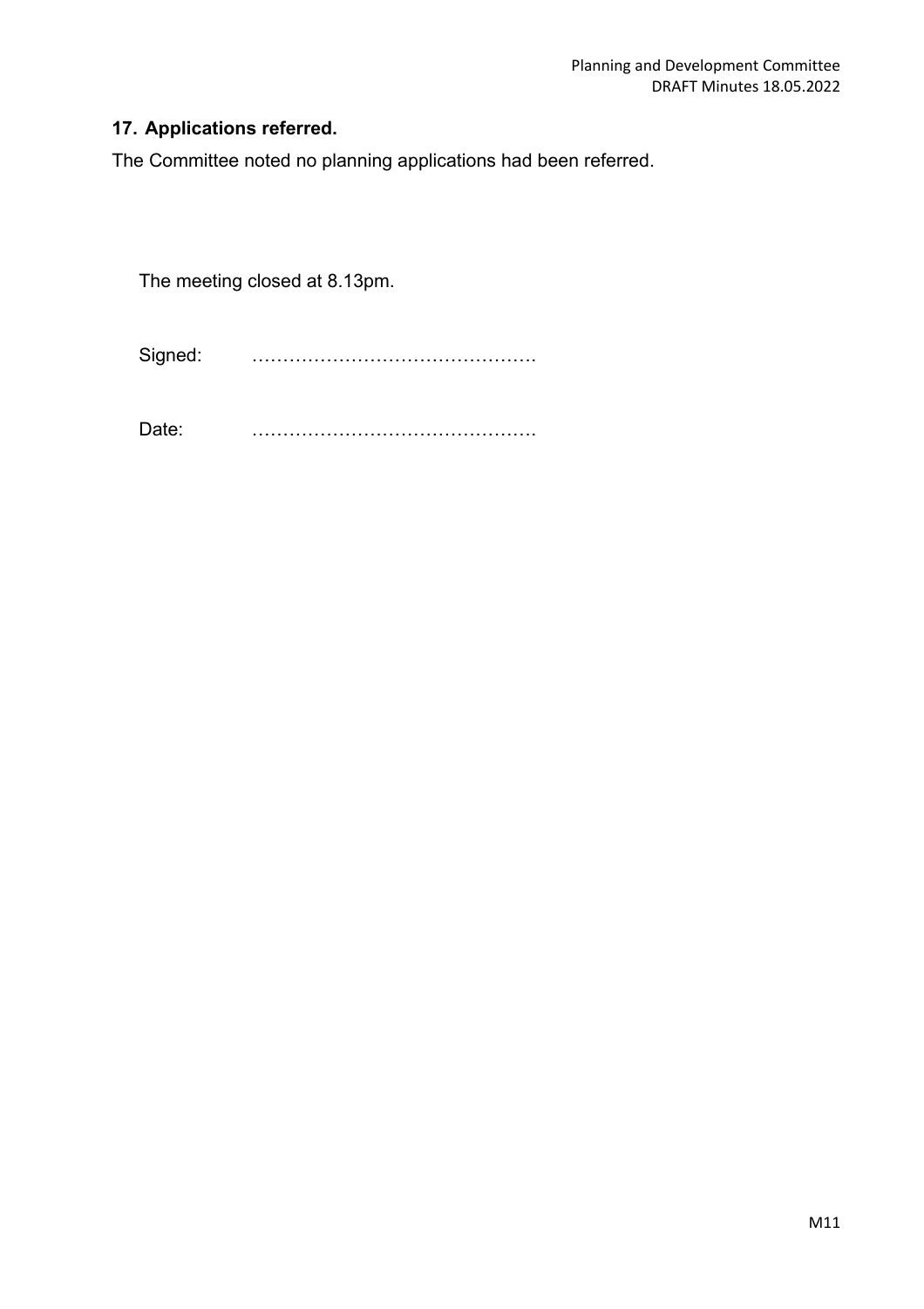## 17. Applications referred.

The Committee noted no planning applications had been referred.

The meeting closed at 8.13pm.

Signed: ……………………………………….

Date: ……………………………………….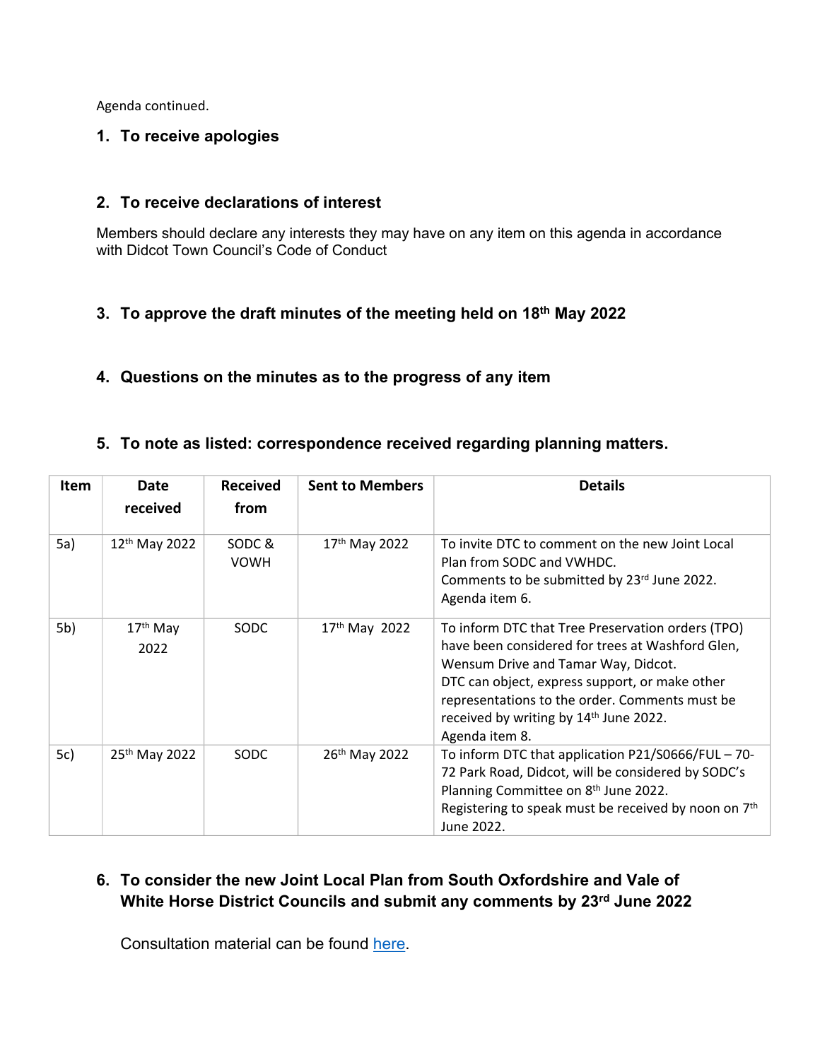Agenda continued.

## 1. To receive apologies

## 2. To receive declarations of interest

Members should declare any interests they may have on any item on this agenda in accordance with Didcot Town Council's Code of Conduct

## 3. To approve the draft minutes of the meeting held on 18th May 2022

## 4. Questions on the minutes as to the progress of any item

## 5. To note as listed: correspondence received regarding planning matters.

| Item | Date received | Received from | Sent to Members | Details |
|---|---|---|---|---|
| 5a) | 12th May 2022 | SODC & VOWH | 17th May 2022 | To invite DTC to comment on the new Joint Local Plan from SODC and VWHDC. Comments to be submitted by 23rd June 2022. Agenda item 6. |
| 5b) | 17th May 2022 | SODC | 17th May 2022 | To inform DTC that Tree Preservation orders (TPO) have been considered for trees at Washford Glen, Wensum Drive and Tamar Way, Didcot. DTC can object, express support, or make other representations to the order. Comments must be received by writing by 14th June 2022. Agenda item 8. |
| 5c) | 25th May 2022 | SODC | 26th May 2022 | To inform DTC that application P21/S0666/FUL – 70-72 Park Road, Didcot, will be considered by SODC's Planning Committee on 8th June 2022. Registering to speak must be received by noon on 7th June 2022. |

## 6. To consider the new Joint Local Plan from South Oxfordshire and Vale of White Horse District Councils and submit any comments by 23rd June 2022

Consultation material can be found here.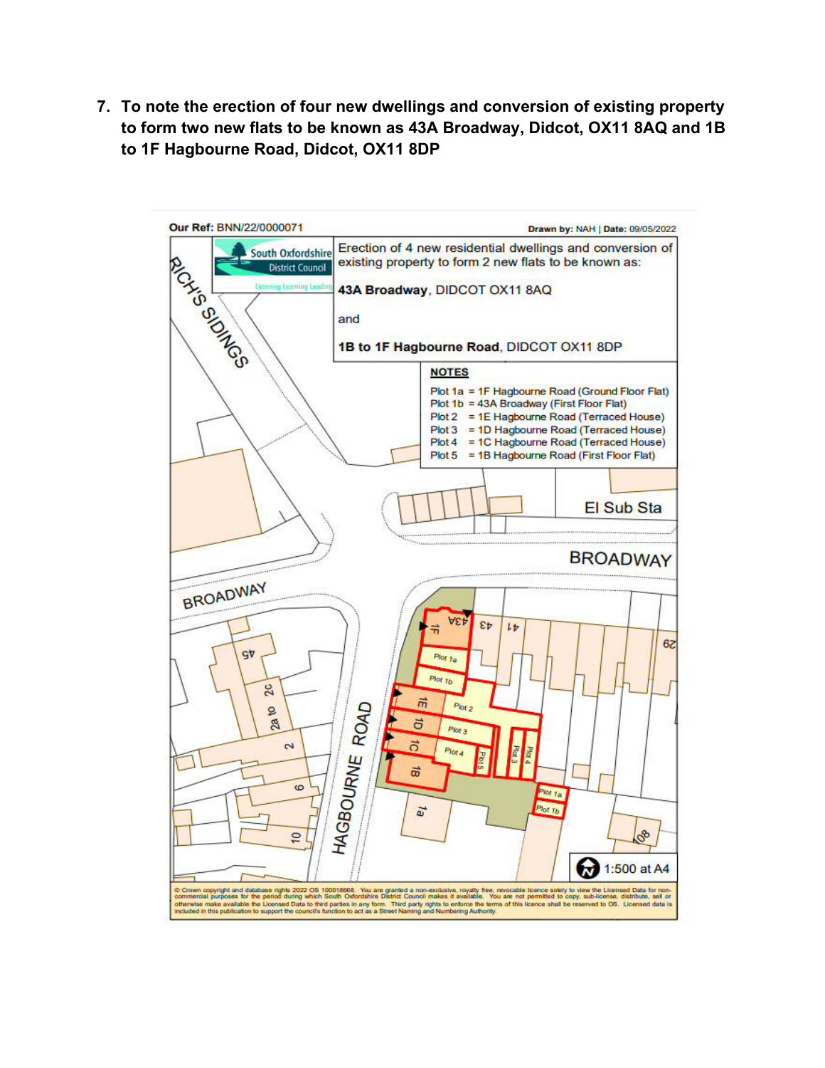7. **To note the erection of four new dwellings and conversion of existing property to form two new flats to be known as 43A Broadway, Didcot, OX11 8AQ and 1B to 1F Hagbourne Road, Didcot, OX11 8DP**

**Our Ref:** BNN/22/0000071

**Drawn by:** NAH | **Date:** 09/05/2022

South Oxfordshire District Council

Erection of 4 new residential dwellings and conversion of existing property to form 2 new flats to be known as:

**43A Broadway**, DIDCOT OX11 8AQ

and

**1B to 1F Hagbourne Road**, DIDCOT OX11 8DP

**NOTES**

- Plot 1a = 1F Hagbourne Road (Ground Floor Flat)
- Plot 1b = 43A Broadway (First Floor Flat)
- Plot 2 = 1E Hagbourne Road (Terraced House)
- Plot 3 = 1D Hagbourne Road (Terraced House)
- Plot 4 = 1C Hagbourne Road (Terraced House)
- Plot 5 = 1B Hagbourne Road (First Floor Flat)

1:500 at A4

© Crown copyright and database rights 2022 OS 100018668. You are granted a non-exclusive, royalty free, revocable licence solely to view the Licensed Data for non-commercial purposes for the period during which South Oxfordshire District Council makes it available. You are not permitted to copy, sub-license, distribute, sell or otherwise make available the Licensed Data to third parties in any form. Third party rights to enforce the terms of this licence shall be reserved to OS. Licensed data is included in this publication to support the council's function to act as a Street Naming and Numbering Authority.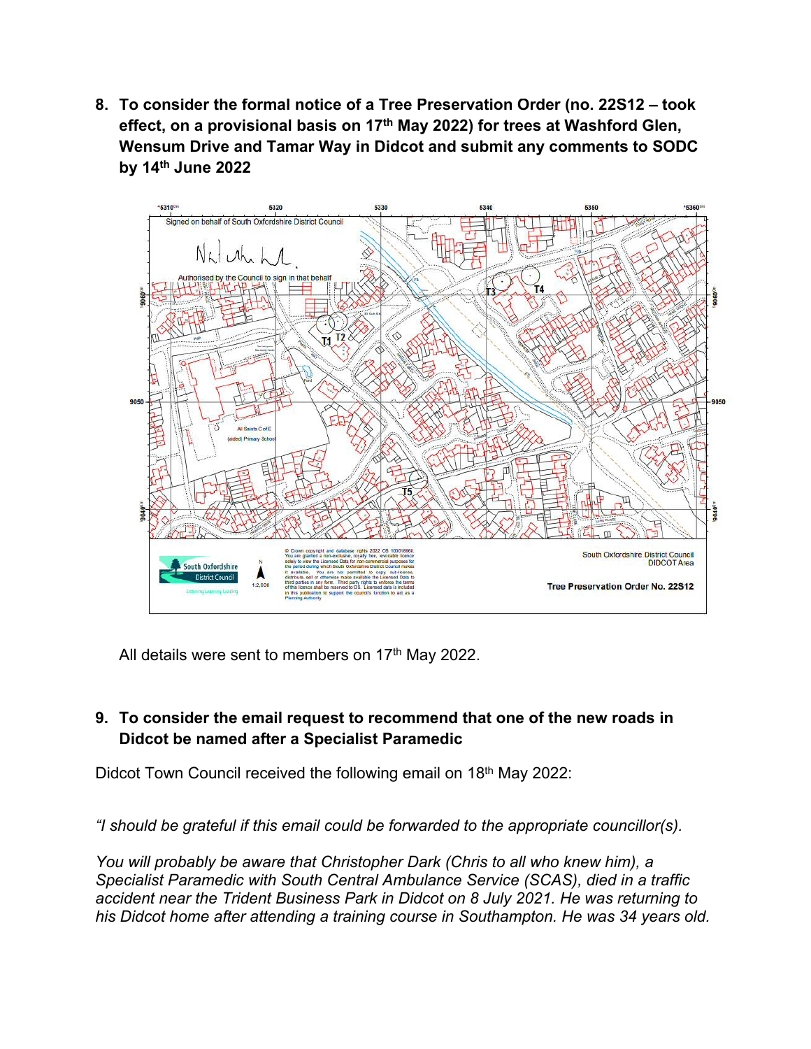**8. To consider the formal notice of a Tree Preservation Order (no. 22S12 – took effect, on a provisional basis on 17th May 2022) for trees at Washford Glen, Wensum Drive and Tamar Way in Didcot and submit any comments to SODC by 14th June 2022**

All details were sent to members on 17th May 2022.

**9. To consider the email request to recommend that one of the new roads in Didcot be named after a Specialist Paramedic**

Didcot Town Council received the following email on 18th May 2022:

*"I should be grateful if this email could be forwarded to the appropriate councillor(s).*

*You will probably be aware that Christopher Dark (Chris to all who knew him), a Specialist Paramedic with South Central Ambulance Service (SCAS), died in a traffic accident near the Trident Business Park in Didcot on 8 July 2021. He was returning to his Didcot home after attending a training course in Southampton. He was 34 years old.*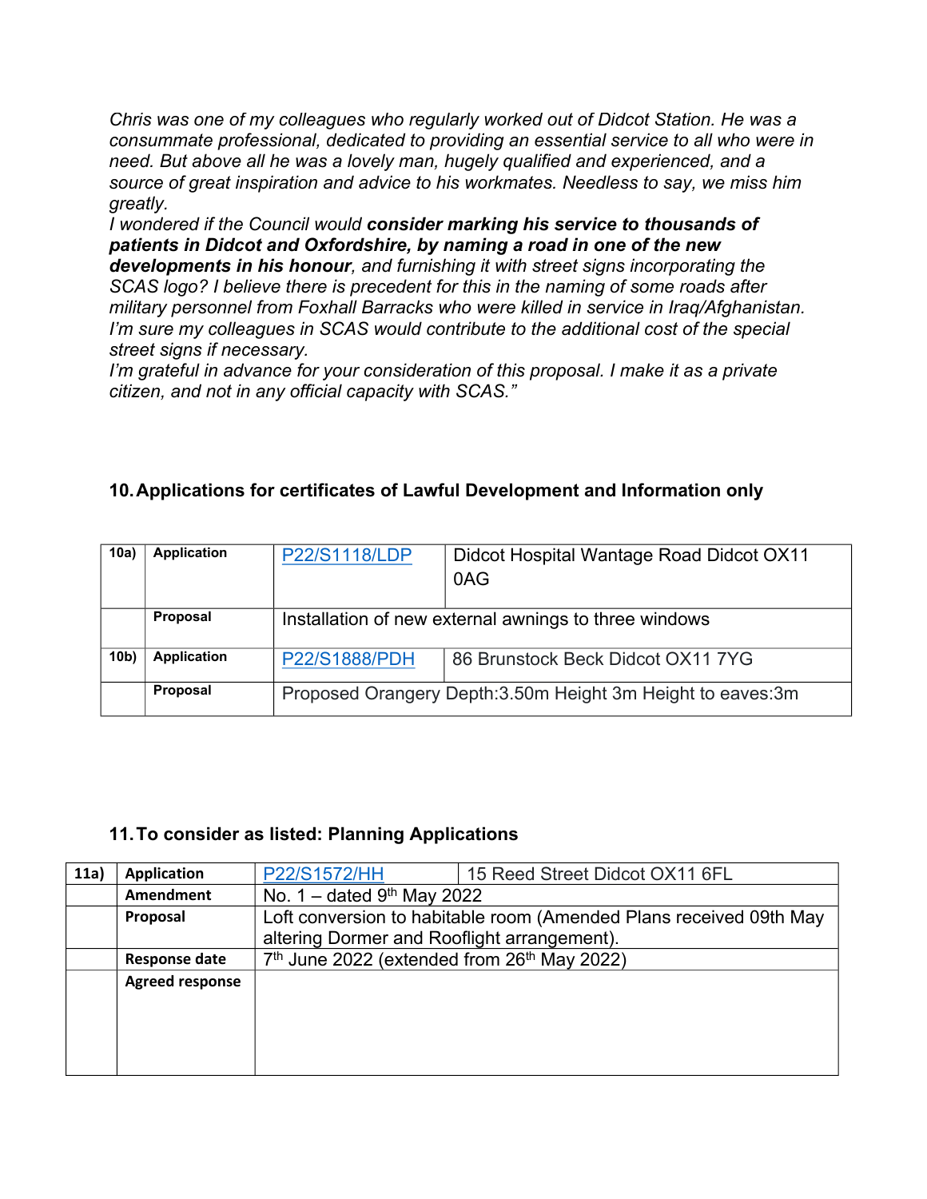*Chris was one of my colleagues who regularly worked out of Didcot Station. He was a consummate professional, dedicated to providing an essential service to all who were in need. But above all he was a lovely man, hugely qualified and experienced, and a source of great inspiration and advice to his workmates. Needless to say, we miss him greatly.*
*I wondered if the Council would **consider marking his service to thousands of patients in Didcot and Oxfordshire, by naming a road in one of the new developments in his honour**, and furnishing it with street signs incorporating the SCAS logo? I believe there is precedent for this in the naming of some roads after military personnel from Foxhall Barracks who were killed in service in Iraq/Afghanistan. I'm sure my colleagues in SCAS would contribute to the additional cost of the special street signs if necessary.*
*I'm grateful in advance for your consideration of this proposal. I make it as a private citizen, and not in any official capacity with SCAS."*

### 10. Applications for certificates of Lawful Development and Information only

| | | | |
|---|---|---|---|
| **10a)** | **Application** | P22/S1118/LDP | Didcot Hospital Wantage Road Didcot OX11 0AG |
| | **Proposal** | Installation of new external awnings to three windows | |
| **10b)** | **Application** | P22/S1888/PDH | 86 Brunstock Beck Didcot OX11 7YG |
| | **Proposal** | Proposed Orangery Depth:3.50m Height 3m Height to eaves:3m | |

### 11. To consider as listed: Planning Applications

| | | | |
|---|---|---|---|
| **11a)** | **Application** | P22/S1572/HH | 15 Reed Street Didcot OX11 6FL |
| | **Amendment** | No. 1 – dated 9th May 2022 | |
| | **Proposal** | Loft conversion to habitable room (Amended Plans received 09th May altering Dormer and Rooflight arrangement). | |
| | **Response date** | 7th June 2022 (extended from 26th May 2022) | |
| | **Agreed response** | | |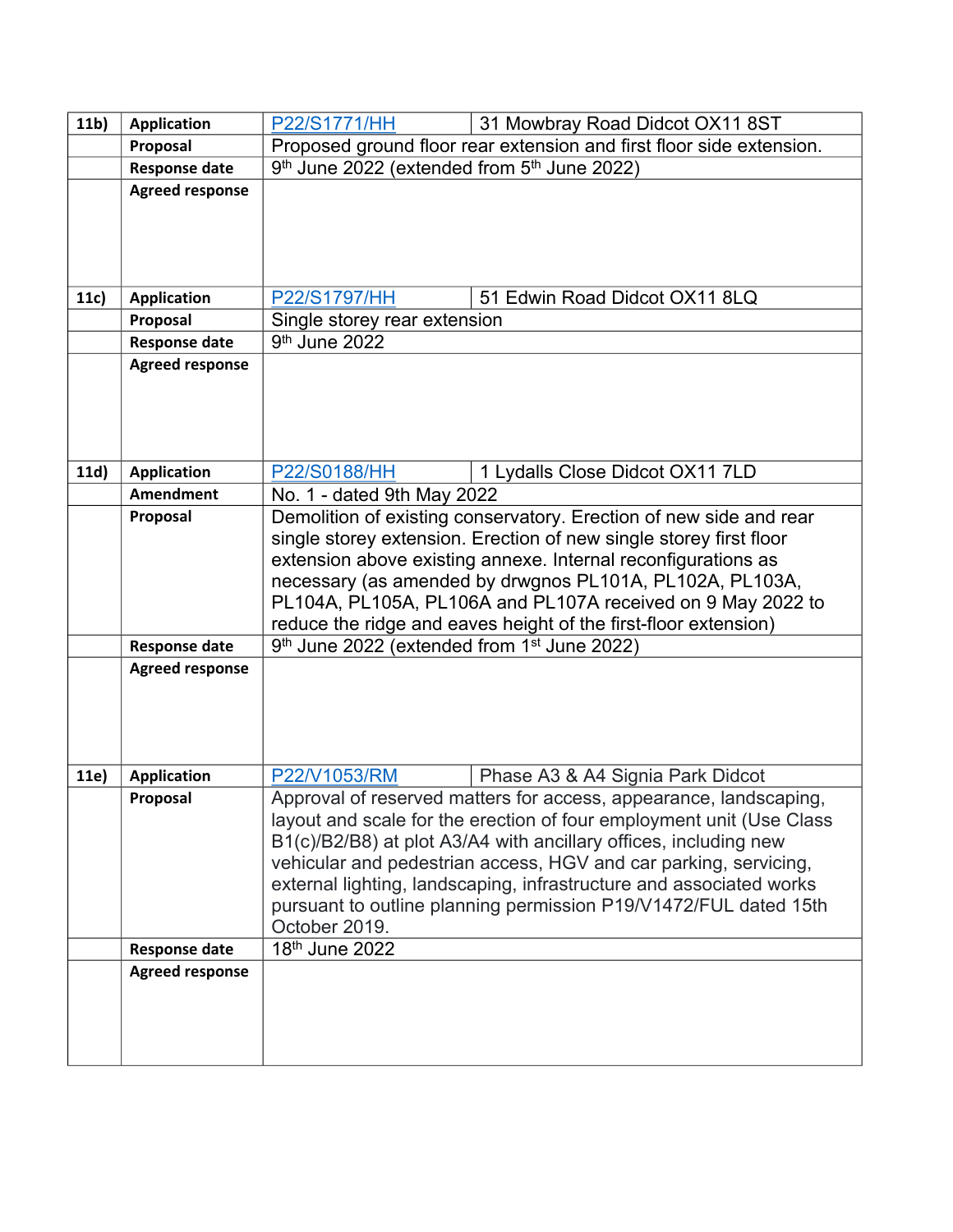| | | | |
|---|---|---|---|
| **11b)** | **Application** | P22/S1771/HH | 31 Mowbray Road Didcot OX11 8ST |
| | **Proposal** | Proposed ground floor rear extension and first floor side extension. | |
| | **Response date** | 9th June 2022 (extended from 5th June 2022) | |
| | **Agreed response** | | |
| **11c)** | **Application** | P22/S1797/HH | 51 Edwin Road Didcot OX11 8LQ |
| | **Proposal** | Single storey rear extension | |
| | **Response date** | 9th June 2022 | |
| | **Agreed response** | | |
| **11d)** | **Application** | P22/S0188/HH | 1 Lydalls Close Didcot OX11 7LD |
| | **Amendment** | No. 1 - dated 9th May 2022 | |
| | **Proposal** | Demolition of existing conservatory. Erection of new side and rear single storey extension. Erection of new single storey first floor extension above existing annexe. Internal reconfigurations as necessary (as amended by drwgnos PL101A, PL102A, PL103A, PL104A, PL105A, PL106A and PL107A received on 9 May 2022 to reduce the ridge and eaves height of the first-floor extension) | |
| | **Response date** | 9th June 2022 (extended from 1st June 2022) | |
| | **Agreed response** | | |
| **11e)** | **Application** | P22/V1053/RM | Phase A3 & A4 Signia Park Didcot |
| | **Proposal** | Approval of reserved matters for access, appearance, landscaping, layout and scale for the erection of four employment unit (Use Class B1(c)/B2/B8) at plot A3/A4 with ancillary offices, including new vehicular and pedestrian access, HGV and car parking, servicing, external lighting, landscaping, infrastructure and associated works pursuant to outline planning permission P19/V1472/FUL dated 15th October 2019. | |
| | **Response date** | 18th June 2022 | |
| | **Agreed response** | | |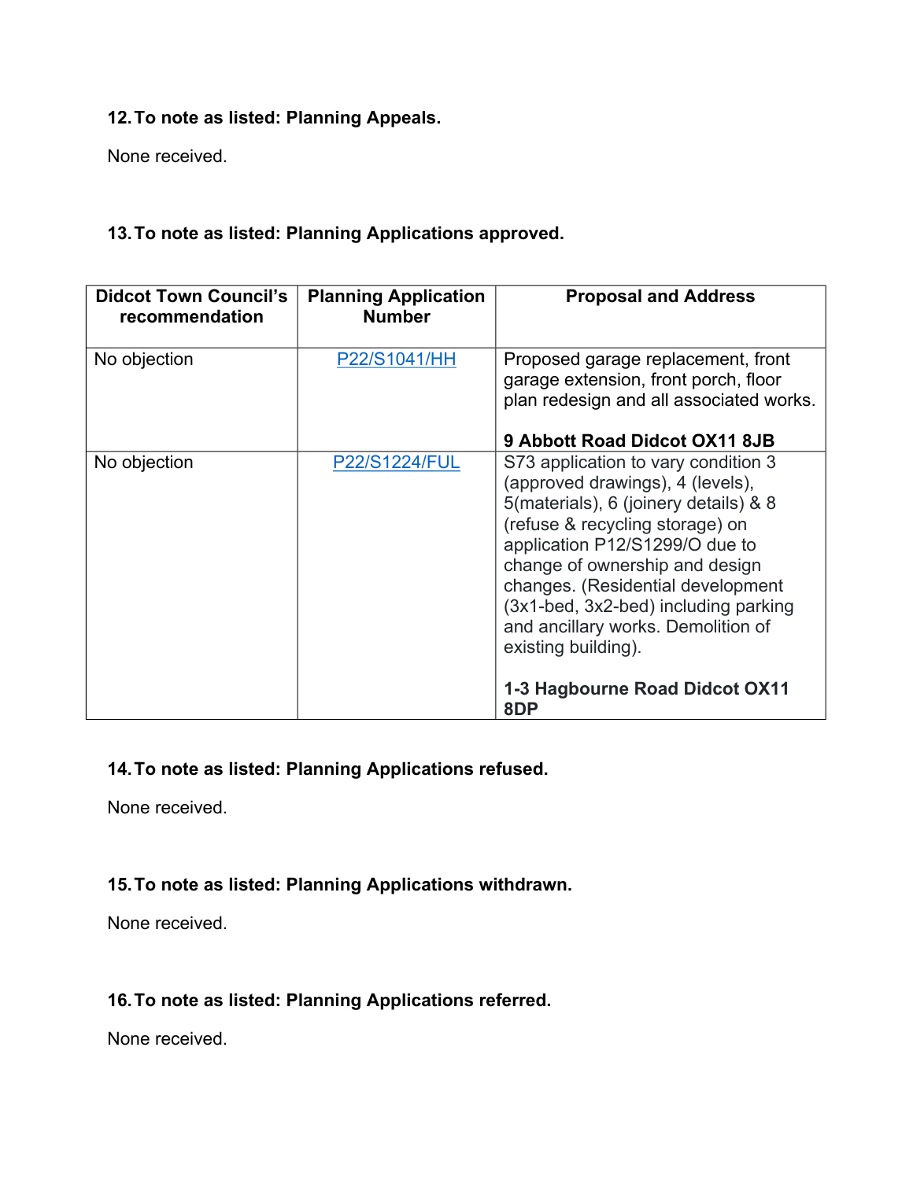**12. To note as listed: Planning Appeals.**

None received.

**13. To note as listed: Planning Applications approved.**

| Didcot Town Council's recommendation | Planning Application Number | Proposal and Address |
|---|---|---|
| No objection | P22/S1041/HH | Proposed garage replacement, front garage extension, front porch, floor plan redesign and all associated works.<br><br>**9 Abbott Road Didcot OX11 8JB** |
| No objection | P22/S1224/FUL | S73 application to vary condition 3 (approved drawings), 4 (levels), 5(materials), 6 (joinery details) & 8 (refuse & recycling storage) on application P12/S1299/O due to change of ownership and design changes. (Residential development (3x1-bed, 3x2-bed) including parking and ancillary works. Demolition of existing building).<br><br>**1-3 Hagbourne Road Didcot OX11 8DP** |

**14. To note as listed: Planning Applications refused.**

None received.

**15. To note as listed: Planning Applications withdrawn.**

None received.

**16. To note as listed: Planning Applications referred.**

None received.